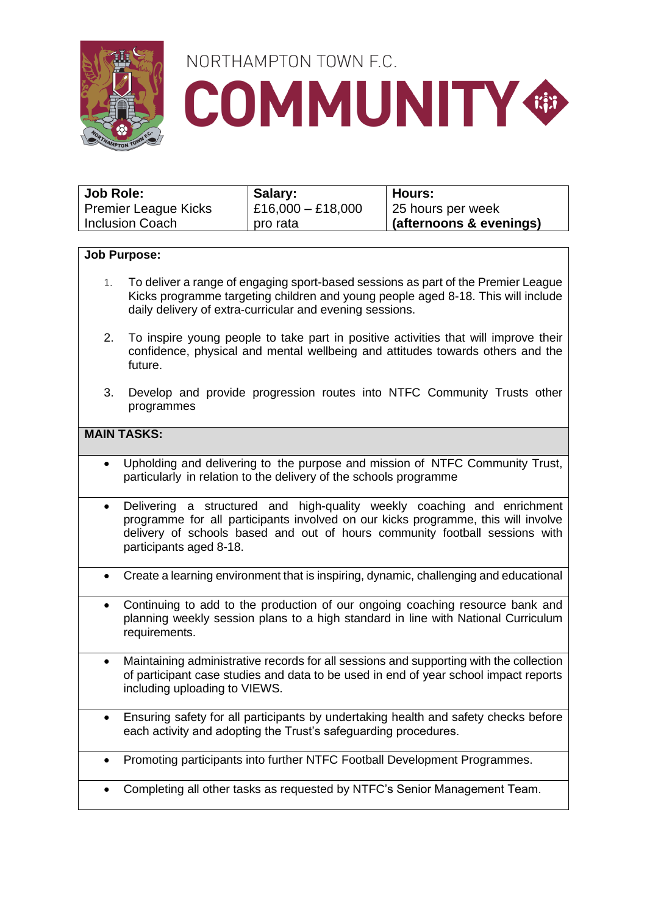NORTHAMPTON TOWN F.C.

# COMMUNITY

| Job Role: | Salary: | Hours: |
| --- | --- | --- |
| Premier League Kicks Inclusion Coach | £16,000 – £18,000 pro rata | 25 hours per week **(afternoons & evenings)** |

## Job Purpose:

1. To deliver a range of engaging sport-based sessions as part of the Premier League Kicks programme targeting children and young people aged 8-18. This will include daily delivery of extra-curricular and evening sessions.
2. To inspire young people to take part in positive activities that will improve their confidence, physical and mental wellbeing and attitudes towards others and the future.
3. Develop and provide progression routes into NTFC Community Trusts other programmes

## MAIN TASKS:

- Upholding and delivering to the purpose and mission of NTFC Community Trust, particularly in relation to the delivery of the schools programme
- Delivering a structured and high-quality weekly coaching and enrichment programme for all participants involved on our kicks programme, this will involve delivery of schools based and out of hours community football sessions with participants aged 8-18.
- Create a learning environment that is inspiring, dynamic, challenging and educational
- Continuing to add to the production of our ongoing coaching resource bank and planning weekly session plans to a high standard in line with National Curriculum requirements.
- Maintaining administrative records for all sessions and supporting with the collection of participant case studies and data to be used in end of year school impact reports including uploading to VIEWS.
- Ensuring safety for all participants by undertaking health and safety checks before each activity and adopting the Trust's safeguarding procedures.
- Promoting participants into further NTFC Football Development Programmes.
- Completing all other tasks as requested by NTFC's Senior Management Team.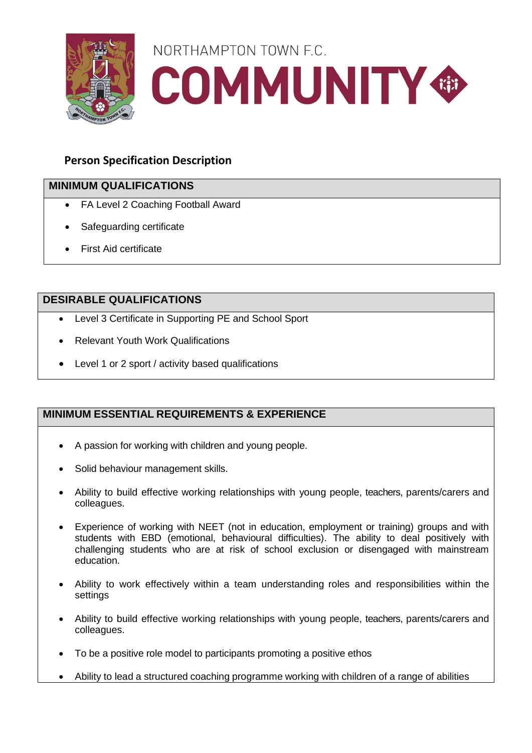NORTHAMPTON TOWN F.C.

# COMMUNITY

## Person Specification Description

### MINIMUM QUALIFICATIONS

- FA Level 2 Coaching Football Award
- Safeguarding certificate
- First Aid certificate

### DESIRABLE QUALIFICATIONS

- Level 3 Certificate in Supporting PE and School Sport
- Relevant Youth Work Qualifications
- Level 1 or 2 sport / activity based qualifications

### MINIMUM ESSENTIAL REQUIREMENTS & EXPERIENCE

- A passion for working with children and young people.
- Solid behaviour management skills.
- Ability to build effective working relationships with young people, teachers, parents/carers and colleagues.
- Experience of working with NEET (not in education, employment or training) groups and with students with EBD (emotional, behavioural difficulties). The ability to deal positively with challenging students who are at risk of school exclusion or disengaged with mainstream education.
- Ability to work effectively within a team understanding roles and responsibilities within the settings
- Ability to build effective working relationships with young people, teachers, parents/carers and colleagues.
- To be a positive role model to participants promoting a positive ethos
- Ability to lead a structured coaching programme working with children of a range of abilities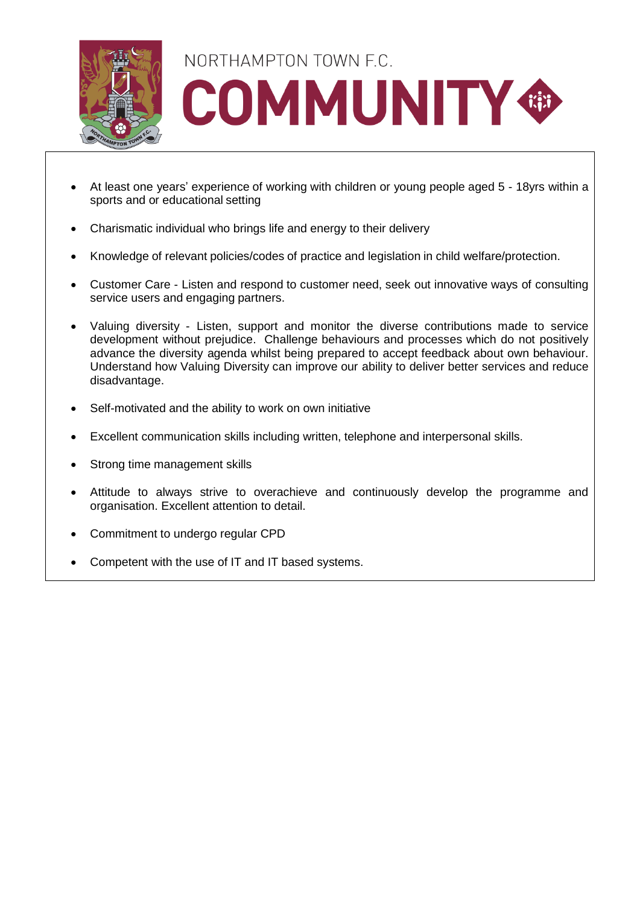- At least one years' experience of working with children or young people aged 5 - 18yrs within a sports and or educational setting
- Charismatic individual who brings life and energy to their delivery
- Knowledge of relevant policies/codes of practice and legislation in child welfare/protection.
- Customer Care - Listen and respond to customer need, seek out innovative ways of consulting service users and engaging partners.
- Valuing diversity - Listen, support and monitor the diverse contributions made to service development without prejudice. Challenge behaviours and processes which do not positively advance the diversity agenda whilst being prepared to accept feedback about own behaviour. Understand how Valuing Diversity can improve our ability to deliver better services and reduce disadvantage.
- Self-motivated and the ability to work on own initiative
- Excellent communication skills including written, telephone and interpersonal skills.
- Strong time management skills
- Attitude to always strive to overachieve and continuously develop the programme and organisation. Excellent attention to detail.
- Commitment to undergo regular CPD
- Competent with the use of IT and IT based systems.